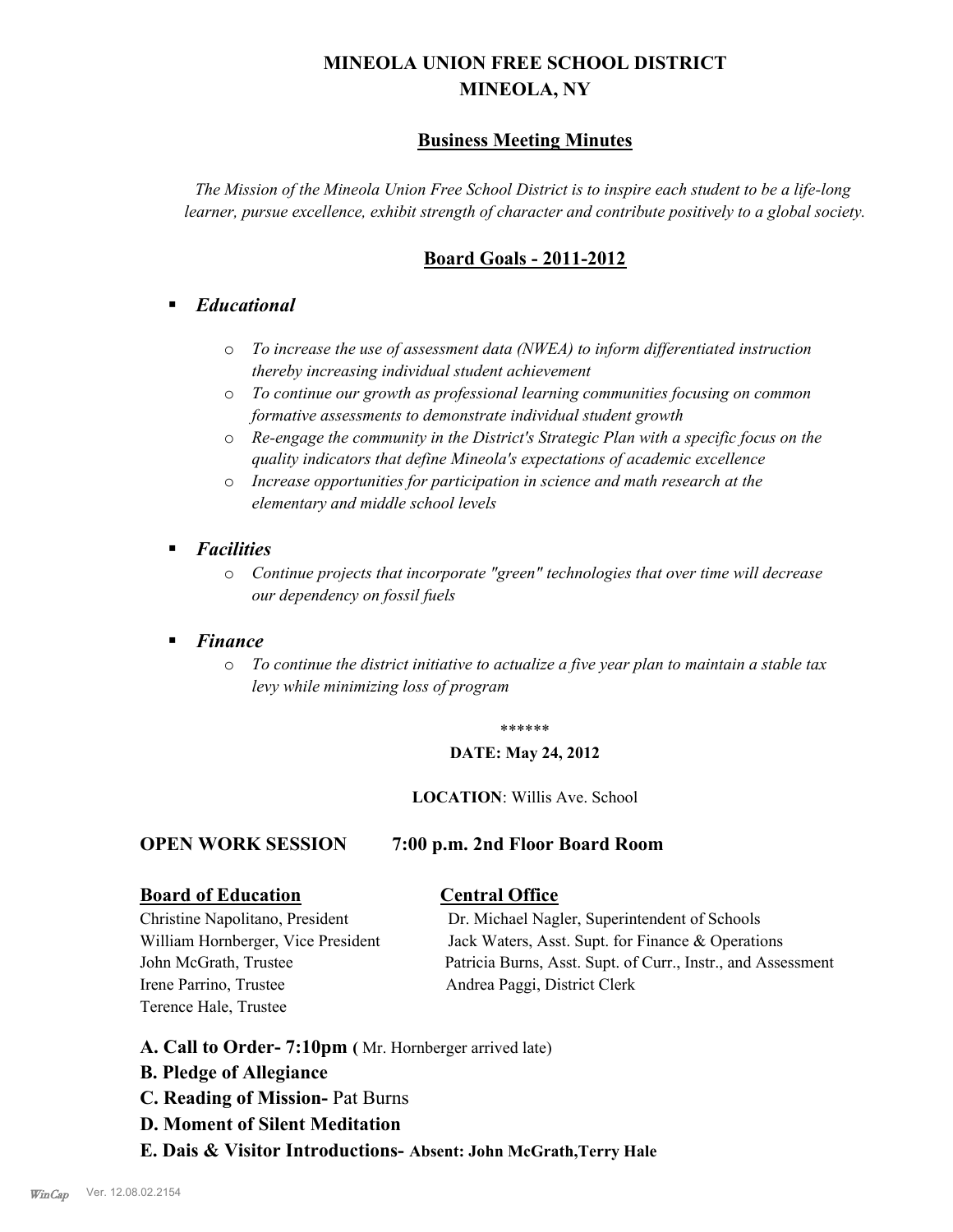# MINEOLA UNION FREE SCHOOL DISTRICT
# MINEOLA, NY

## Business Meeting Minutes

*The Mission of the Mineola Union Free School District is to inspire each student to be a life-long learner, pursue excellence, exhibit strength of character and contribute positively to a global society.*

## Board Goals - 2011-2012

- ***Educational***
  - *To increase the use of assessment data (NWEA) to inform differentiated instruction thereby increasing individual student achievement*
  - *To continue our growth as professional learning communities focusing on common formative assessments to demonstrate individual student growth*
  - *Re-engage the community in the District's Strategic Plan with a specific focus on the quality indicators that define Mineola's expectations of academic excellence*
  - *Increase opportunities for participation in science and math research at the elementary and middle school levels*
- ***Facilities***
  - *Continue projects that incorporate "green" technologies that over time will decrease our dependency on fossil fuels*
- ***Finance***
  - *To continue the district initiative to actualize a five year plan to maintain a stable tax levy while minimizing loss of program*

******

**DATE: May 24, 2012**

**LOCATION**: Willis Ave. School

**OPEN WORK SESSION 7:00 p.m. 2nd Floor Board Room**

**Board of Education**

Christine Napolitano, President
William Hornberger, Vice President
John McGrath, Trustee
Irene Parrino, Trustee
Terence Hale, Trustee

**Central Office**

Dr. Michael Nagler, Superintendent of Schools
Jack Waters, Asst. Supt. for Finance & Operations
Patricia Burns, Asst. Supt. of Curr., Instr., and Assessment
Andrea Paggi, District Clerk

**A. Call to Order- 7:10pm (** Mr. Hornberger arrived late)

**B. Pledge of Allegiance**

**C. Reading of Mission-** Pat Burns

**D. Moment of Silent Meditation**

**E. Dais & Visitor Introductions- Absent: John McGrath,Terry Hale**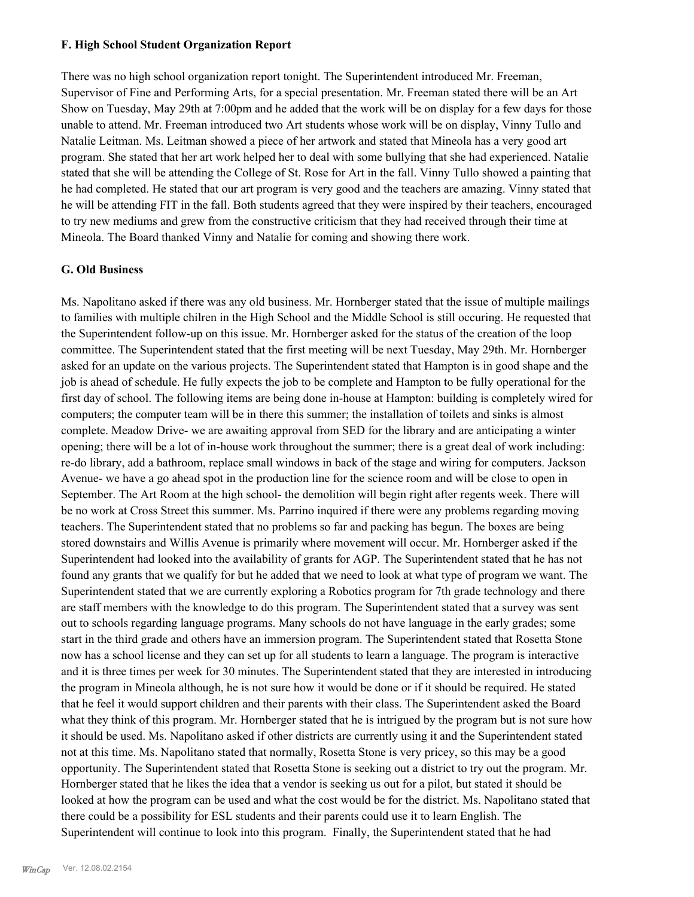**F. High School Student Organization Report**

There was no high school organization report tonight. The Superintendent introduced Mr. Freeman, Supervisor of Fine and Performing Arts, for a special presentation. Mr. Freeman stated there will be an Art Show on Tuesday, May 29th at 7:00pm and he added that the work will be on display for a few days for those unable to attend. Mr. Freeman introduced two Art students whose work will be on display, Vinny Tullo and Natalie Leitman. Ms. Leitman showed a piece of her artwork and stated that Mineola has a very good art program. She stated that her art work helped her to deal with some bullying that she had experienced. Natalie stated that she will be attending the College of St. Rose for Art in the fall. Vinny Tullo showed a painting that he had completed. He stated that our art program is very good and the teachers are amazing. Vinny stated that he will be attending FIT in the fall. Both students agreed that they were inspired by their teachers, encouraged to try new mediums and grew from the constructive criticism that they had received through their time at Mineola. The Board thanked Vinny and Natalie for coming and showing there work.

**G. Old Business**

Ms. Napolitano asked if there was any old business. Mr. Hornberger stated that the issue of multiple mailings to families with multiple chilren in the High School and the Middle School is still occuring. He requested that the Superintendent follow-up on this issue. Mr. Hornberger asked for the status of the creation of the loop committee. The Superintendent stated that the first meeting will be next Tuesday, May 29th. Mr. Hornberger asked for an update on the various projects. The Superintendent stated that Hampton is in good shape and the job is ahead of schedule. He fully expects the job to be complete and Hampton to be fully operational for the first day of school. The following items are being done in-house at Hampton: building is completely wired for computers; the computer team will be in there this summer; the installation of toilets and sinks is almost complete. Meadow Drive- we are awaiting approval from SED for the library and are anticipating a winter opening; there will be a lot of in-house work throughout the summer; there is a great deal of work including: re-do library, add a bathroom, replace small windows in back of the stage and wiring for computers. Jackson Avenue- we have a go ahead spot in the production line for the science room and will be close to open in September. The Art Room at the high school- the demolition will begin right after regents week. There will be no work at Cross Street this summer. Ms. Parrino inquired if there were any problems regarding moving teachers. The Superintendent stated that no problems so far and packing has begun. The boxes are being stored downstairs and Willis Avenue is primarily where movement will occur. Mr. Hornberger asked if the Superintendent had looked into the availability of grants for AGP. The Superintendent stated that he has not found any grants that we qualify for but he added that we need to look at what type of program we want. The Superintendent stated that we are currently exploring a Robotics program for 7th grade technology and there are staff members with the knowledge to do this program. The Superintendent stated that a survey was sent out to schools regarding language programs. Many schools do not have language in the early grades; some start in the third grade and others have an immersion program. The Superintendent stated that Rosetta Stone now has a school license and they can set up for all students to learn a language. The program is interactive and it is three times per week for 30 minutes. The Superintendent stated that they are interested in introducing the program in Mineola although, he is not sure how it would be done or if it should be required. He stated that he feel it would support children and their parents with their class. The Superintendent asked the Board what they think of this program. Mr. Hornberger stated that he is intrigued by the program but is not sure how it should be used. Ms. Napolitano asked if other districts are currently using it and the Superintendent stated not at this time. Ms. Napolitano stated that normally, Rosetta Stone is very pricey, so this may be a good opportunity. The Superintendent stated that Rosetta Stone is seeking out a district to try out the program. Mr. Hornberger stated that he likes the idea that a vendor is seeking us out for a pilot, but stated it should be looked at how the program can be used and what the cost would be for the district. Ms. Napolitano stated that there could be a possibility for ESL students and their parents could use it to learn English. The Superintendent will continue to look into this program. Finally, the Superintendent stated that he had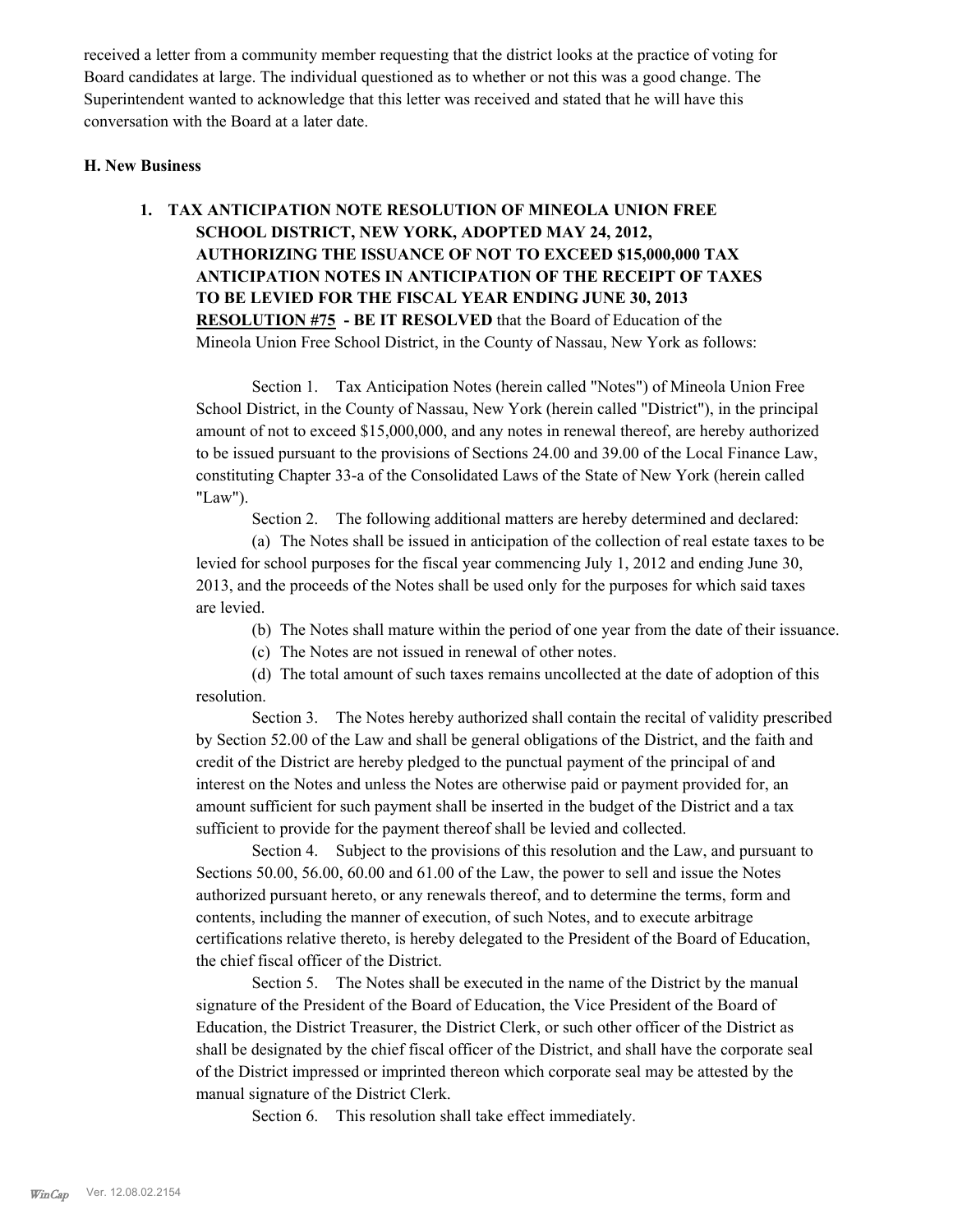received a letter from a community member requesting that the district looks at the practice of voting for Board candidates at large. The individual questioned as to whether or not this was a good change. The Superintendent wanted to acknowledge that this letter was received and stated that he will have this conversation with the Board at a later date.

### H. New Business

**1. TAX ANTICIPATION NOTE RESOLUTION OF MINEOLA UNION FREE SCHOOL DISTRICT, NEW YORK, ADOPTED MAY 24, 2012, AUTHORIZING THE ISSUANCE OF NOT TO EXCEED $15,000,000 TAX ANTICIPATION NOTES IN ANTICIPATION OF THE RECEIPT OF TAXES TO BE LEVIED FOR THE FISCAL YEAR ENDING JUNE 30, 2013**

**RESOLUTION #75 - BE IT RESOLVED** that the Board of Education of the Mineola Union Free School District, in the County of Nassau, New York as follows:

Section 1. Tax Anticipation Notes (herein called "Notes") of Mineola Union Free School District, in the County of Nassau, New York (herein called "District"), in the principal amount of not to exceed $15,000,000, and any notes in renewal thereof, are hereby authorized to be issued pursuant to the provisions of Sections 24.00 and 39.00 of the Local Finance Law, constituting Chapter 33-a of the Consolidated Laws of the State of New York (herein called "Law").

Section 2. The following additional matters are hereby determined and declared:

(a) The Notes shall be issued in anticipation of the collection of real estate taxes to be levied for school purposes for the fiscal year commencing July 1, 2012 and ending June 30, 2013, and the proceeds of the Notes shall be used only for the purposes for which said taxes are levied.

(b) The Notes shall mature within the period of one year from the date of their issuance.

(c) The Notes are not issued in renewal of other notes.

(d) The total amount of such taxes remains uncollected at the date of adoption of this resolution.

Section 3. The Notes hereby authorized shall contain the recital of validity prescribed by Section 52.00 of the Law and shall be general obligations of the District, and the faith and credit of the District are hereby pledged to the punctual payment of the principal of and interest on the Notes and unless the Notes are otherwise paid or payment provided for, an amount sufficient for such payment shall be inserted in the budget of the District and a tax sufficient to provide for the payment thereof shall be levied and collected.

Section 4. Subject to the provisions of this resolution and the Law, and pursuant to Sections 50.00, 56.00, 60.00 and 61.00 of the Law, the power to sell and issue the Notes authorized pursuant hereto, or any renewals thereof, and to determine the terms, form and contents, including the manner of execution, of such Notes, and to execute arbitrage certifications relative thereto, is hereby delegated to the President of the Board of Education, the chief fiscal officer of the District.

Section 5. The Notes shall be executed in the name of the District by the manual signature of the President of the Board of Education, the Vice President of the Board of Education, the District Treasurer, the District Clerk, or such other officer of the District as shall be designated by the chief fiscal officer of the District, and shall have the corporate seal of the District impressed or imprinted thereon which corporate seal may be attested by the manual signature of the District Clerk.

Section 6. This resolution shall take effect immediately.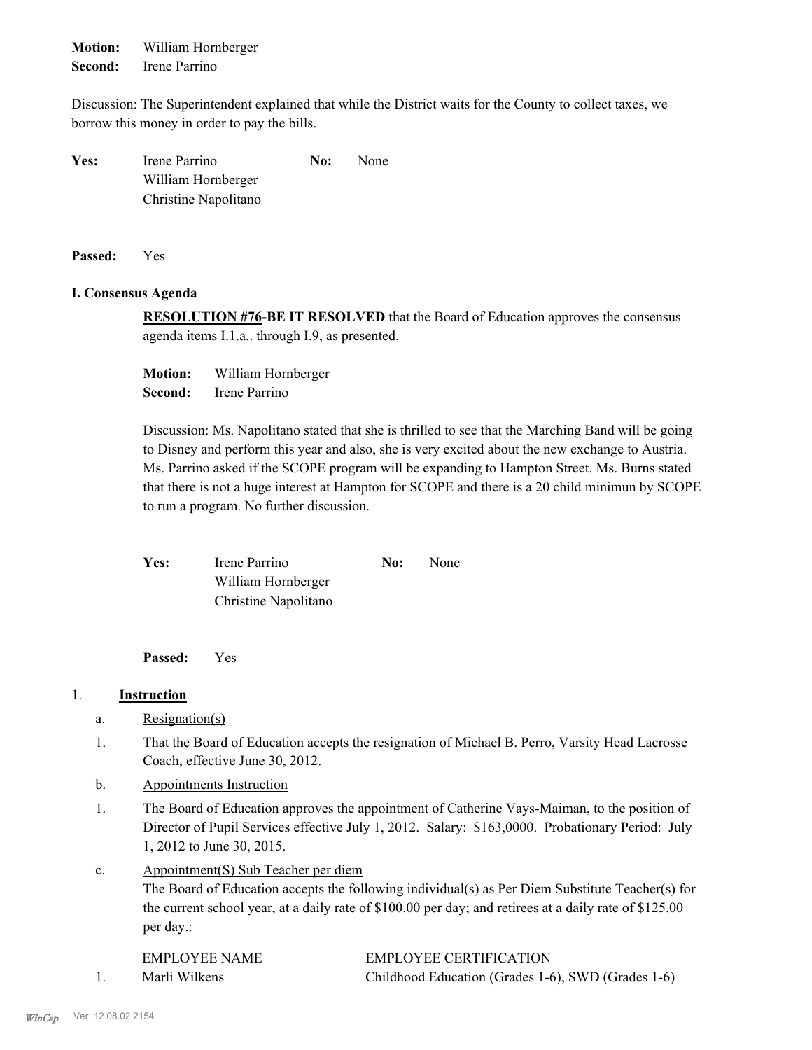**Motion:** William Hornberger
**Second:** Irene Parrino

Discussion: The Superintendent explained that while the District waits for the County to collect taxes, we borrow this money in order to pay the bills.

**Yes:** Irene Parrino, William Hornberger, Christine Napolitano
**No:** None

**Passed:** Yes

## I. Consensus Agenda

**RESOLUTION #76-BE IT RESOLVED** that the Board of Education approves the consensus agenda items I.1.a.. through I.9, as presented.

**Motion:** William Hornberger
**Second:** Irene Parrino

Discussion: Ms. Napolitano stated that she is thrilled to see that the Marching Band will be going to Disney and perform this year and also, she is very excited about the new exchange to Austria. Ms. Parrino asked if the SCOPE program will be expanding to Hampton Street. Ms. Burns stated that there is not a huge interest at Hampton for SCOPE and there is a 20 child minimun by SCOPE to run a program. No further discussion.

**Yes:** Irene Parrino, William Hornberger, Christine Napolitano
**No:** None

**Passed:** Yes

1. **Instruction**

   a. Resignation(s)

   1. That the Board of Education accepts the resignation of Michael B. Perro, Varsity Head Lacrosse Coach, effective June 30, 2012.

   b. Appointments Instruction

   1. The Board of Education approves the appointment of Catherine Vays-Maiman, to the position of Director of Pupil Services effective July 1, 2012. Salary: $163,0000. Probationary Period: July 1, 2012 to June 30, 2015.

   c. Appointment(S) Sub Teacher per diem

   The Board of Education accepts the following individual(s) as Per Diem Substitute Teacher(s) for the current school year, at a daily rate of $100.00 per day; and retirees at a daily rate of $125.00 per day.:

| | EMPLOYEE NAME | EMPLOYEE CERTIFICATION |
|---|---|---|
| 1. | Marli Wilkens | Childhood Education (Grades 1-6), SWD (Grades 1-6) |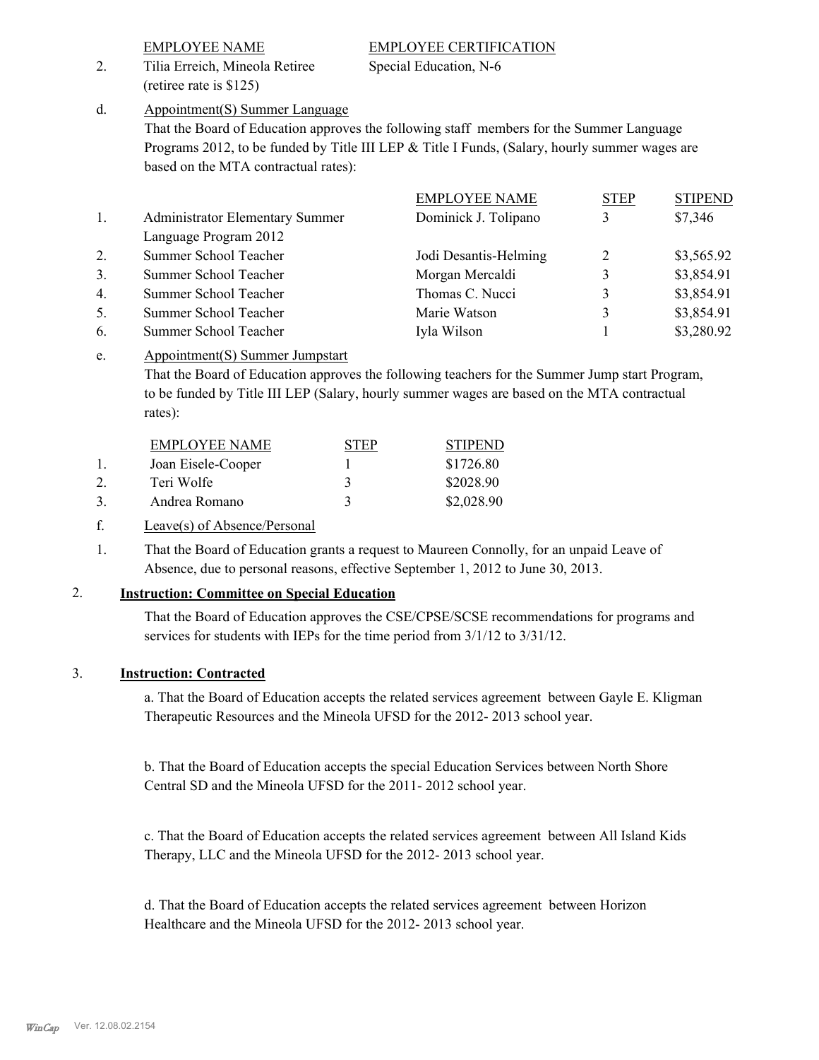| | EMPLOYEE NAME | EMPLOYEE CERTIFICATION |
|---|---|---|
| 2. | Tilia Erreich, Mineola Retiree (retiree rate is $125) | Special Education, N-6 |

d. Appointment(S) Summer Language

That the Board of Education approves the following staff members for the Summer Language Programs 2012, to be funded by Title III LEP & Title I Funds, (Salary, hourly summer wages are based on the MTA contractual rates):

| | | EMPLOYEE NAME | STEP | STIPEND |
|---|---|---|---|---|
| 1. | Administrator Elementary Summer Language Program 2012 | Dominick J. Tolipano | 3 | $7,346 |
| 2. | Summer School Teacher | Jodi Desantis-Helming | 2 | $3,565.92 |
| 3. | Summer School Teacher | Morgan Mercaldi | 3 | $3,854.91 |
| 4. | Summer School Teacher | Thomas C. Nucci | 3 | $3,854.91 |
| 5. | Summer School Teacher | Marie Watson | 3 | $3,854.91 |
| 6. | Summer School Teacher | Iyla Wilson | 1 | $3,280.92 |

e. Appointment(S) Summer Jumpstart

That the Board of Education approves the following teachers for the Summer Jump start Program, to be funded by Title III LEP (Salary, hourly summer wages are based on the MTA contractual rates):

| | EMPLOYEE NAME | STEP | STIPEND |
|---|---|---|---|
| 1. | Joan Eisele-Cooper | 1 | $1726.80 |
| 2. | Teri Wolfe | 3 | $2028.90 |
| 3. | Andrea Romano | 3 | $2,028.90 |

f. Leave(s) of Absence/Personal

1. That the Board of Education grants a request to Maureen Connolly, for an unpaid Leave of Absence, due to personal reasons, effective September 1, 2012 to June 30, 2013.

2. **Instruction: Committee on Special Education**

That the Board of Education approves the CSE/CPSE/SCSE recommendations for programs and services for students with IEPs for the time period from 3/1/12 to 3/31/12.

3. **Instruction: Contracted**

a. That the Board of Education accepts the related services agreement between Gayle E. Kligman Therapeutic Resources and the Mineola UFSD for the 2012- 2013 school year.

b. That the Board of Education accepts the special Education Services between North Shore Central SD and the Mineola UFSD for the 2011- 2012 school year.

c. That the Board of Education accepts the related services agreement between All Island Kids Therapy, LLC and the Mineola UFSD for the 2012- 2013 school year.

d. That the Board of Education accepts the related services agreement between Horizon Healthcare and the Mineola UFSD for the 2012- 2013 school year.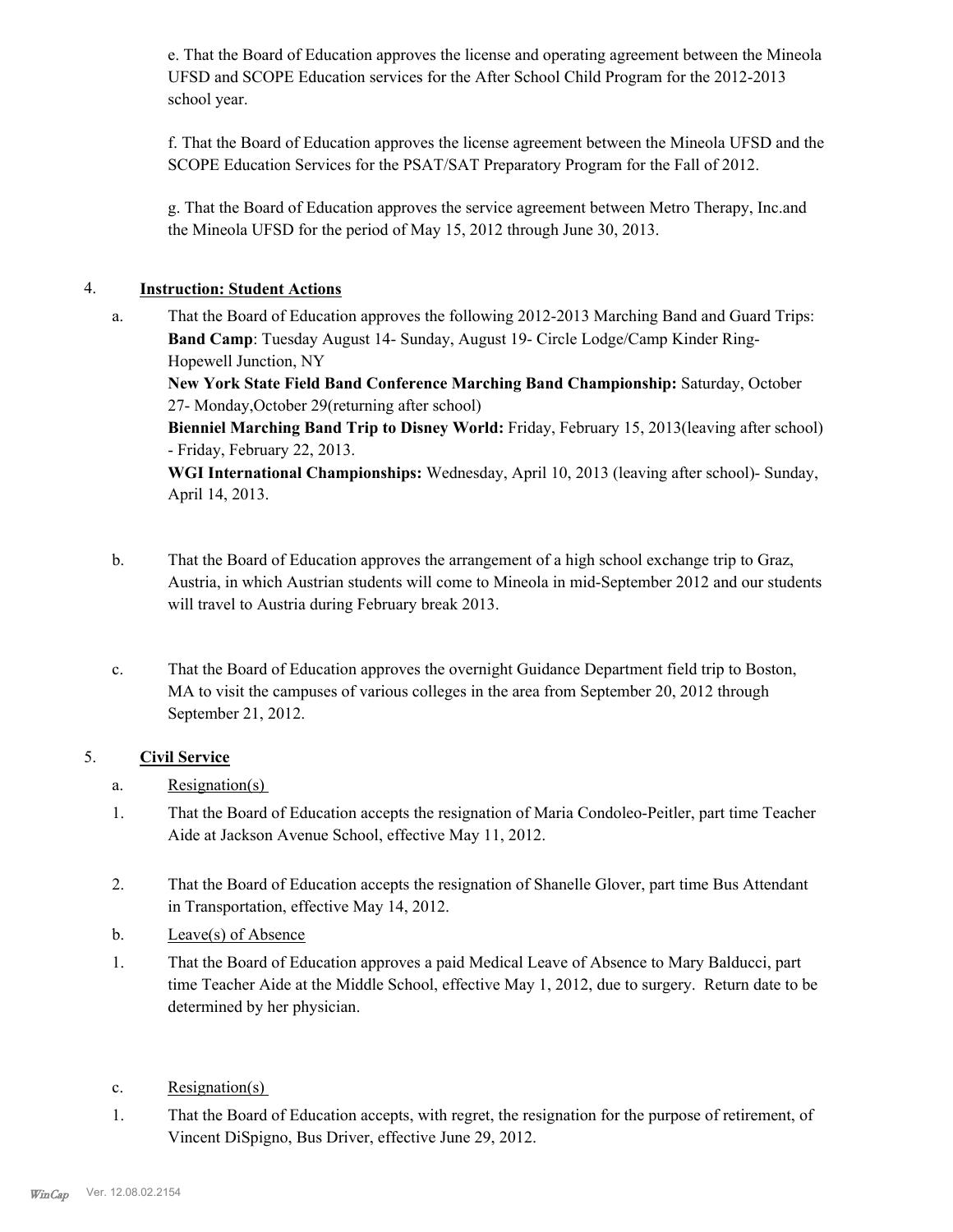e. That the Board of Education approves the license and operating agreement between the Mineola UFSD and SCOPE Education services for the After School Child Program for the 2012-2013 school year.

f. That the Board of Education approves the license agreement between the Mineola UFSD and the SCOPE Education Services for the PSAT/SAT Preparatory Program for the Fall of 2012.

g. That the Board of Education approves the service agreement between Metro Therapy, Inc.and the Mineola UFSD for the period of May 15, 2012 through June 30, 2013.

4. **Instruction: Student Actions**

a. That the Board of Education approves the following 2012-2013 Marching Band and Guard Trips:
**Band Camp**: Tuesday August 14- Sunday, August 19- Circle Lodge/Camp Kinder Ring- Hopewell Junction, NY
**New York State Field Band Conference Marching Band Championship:** Saturday, October 27- Monday,October 29(returning after school)
**Bienniel Marching Band Trip to Disney World:** Friday, February 15, 2013(leaving after school) - Friday, February 22, 2013.
**WGI International Championships:** Wednesday, April 10, 2013 (leaving after school)- Sunday, April 14, 2013.

b. That the Board of Education approves the arrangement of a high school exchange trip to Graz, Austria, in which Austrian students will come to Mineola in mid-September 2012 and our students will travel to Austria during February break 2013.

c. That the Board of Education approves the overnight Guidance Department field trip to Boston, MA to visit the campuses of various colleges in the area from September 20, 2012 through September 21, 2012.

5. **Civil Service**

a. Resignation(s)

1. That the Board of Education accepts the resignation of Maria Condoleo-Peitler, part time Teacher Aide at Jackson Avenue School, effective May 11, 2012.

2. That the Board of Education accepts the resignation of Shanelle Glover, part time Bus Attendant in Transportation, effective May 14, 2012.

b. Leave(s) of Absence

1. That the Board of Education approves a paid Medical Leave of Absence to Mary Balducci, part time Teacher Aide at the Middle School, effective May 1, 2012, due to surgery. Return date to be determined by her physician.

c. Resignation(s)

1. That the Board of Education accepts, with regret, the resignation for the purpose of retirement, of Vincent DiSpigno, Bus Driver, effective June 29, 2012.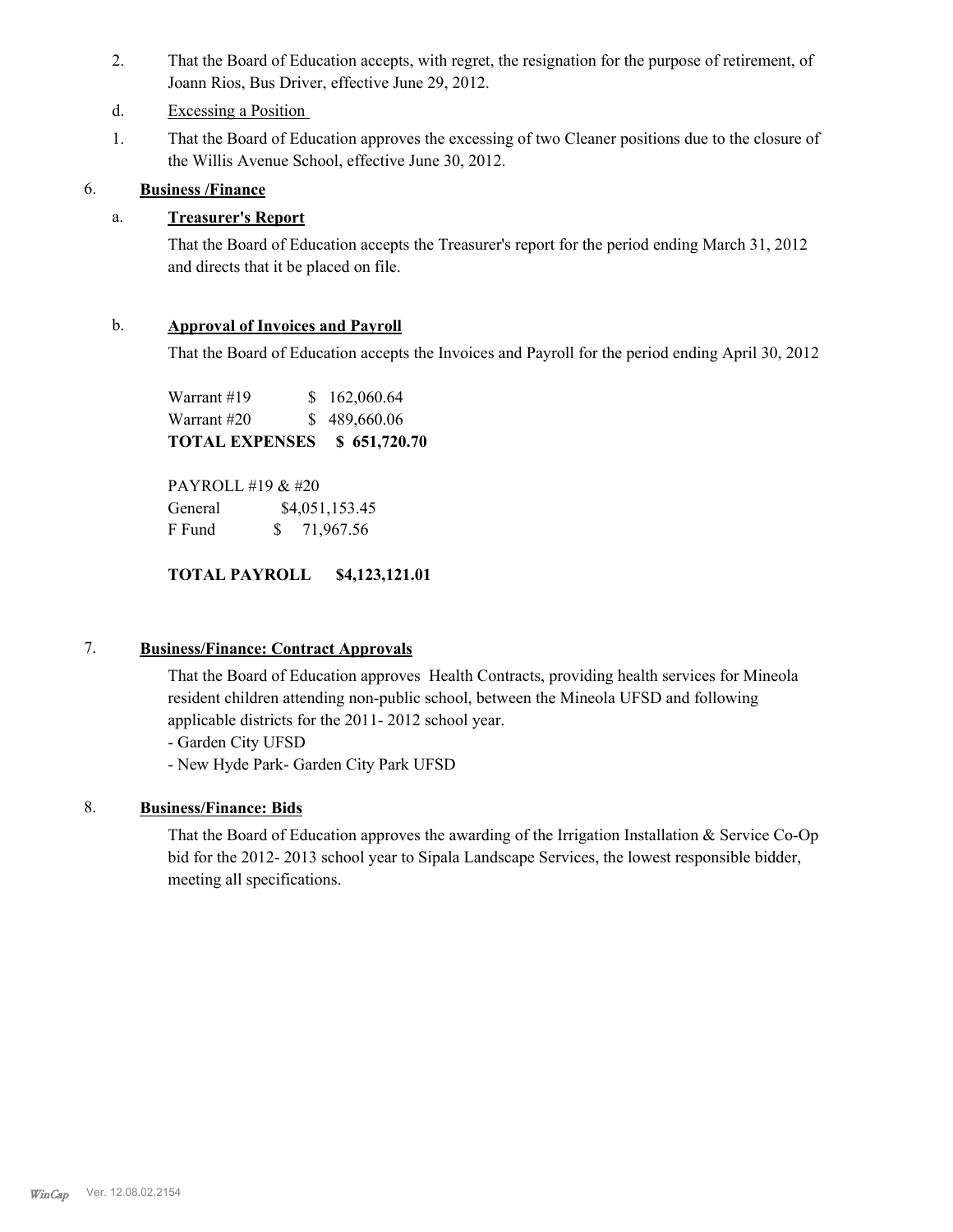2. That the Board of Education accepts, with regret, the resignation for the purpose of retirement, of Joann Rios, Bus Driver, effective June 29, 2012.

d. Excessing a Position

1. That the Board of Education approves the excessing of two Cleaner positions due to the closure of the Willis Avenue School, effective June 30, 2012.

## 6. Business /Finance

### a. Treasurer's Report

That the Board of Education accepts the Treasurer's report for the period ending March 31, 2012 and directs that it be placed on file.

### b. Approval of Invoices and Payroll

That the Board of Education accepts the Invoices and Payroll for the period ending April 30, 2012

| | |
|---|---|
| Warrant #19 | $ 162,060.64 |
| Warrant #20 | $ 489,660.06 |
| **TOTAL EXPENSES** | **$ 651,720.70** |

PAYROLL #19 & #20

| | |
|---|---|
| General | $4,051,153.45 |
| F Fund | $ 71,967.56 |

**TOTAL PAYROLL $4,123,121.01**

## 7. Business/Finance: Contract Approvals

That the Board of Education approves Health Contracts, providing health services for Mineola resident children attending non-public school, between the Mineola UFSD and following applicable districts for the 2011- 2012 school year.

- Garden City UFSD
- New Hyde Park- Garden City Park UFSD

## 8. Business/Finance: Bids

That the Board of Education approves the awarding of the Irrigation Installation & Service Co-Op bid for the 2012- 2013 school year to Sipala Landscape Services, the lowest responsible bidder, meeting all specifications.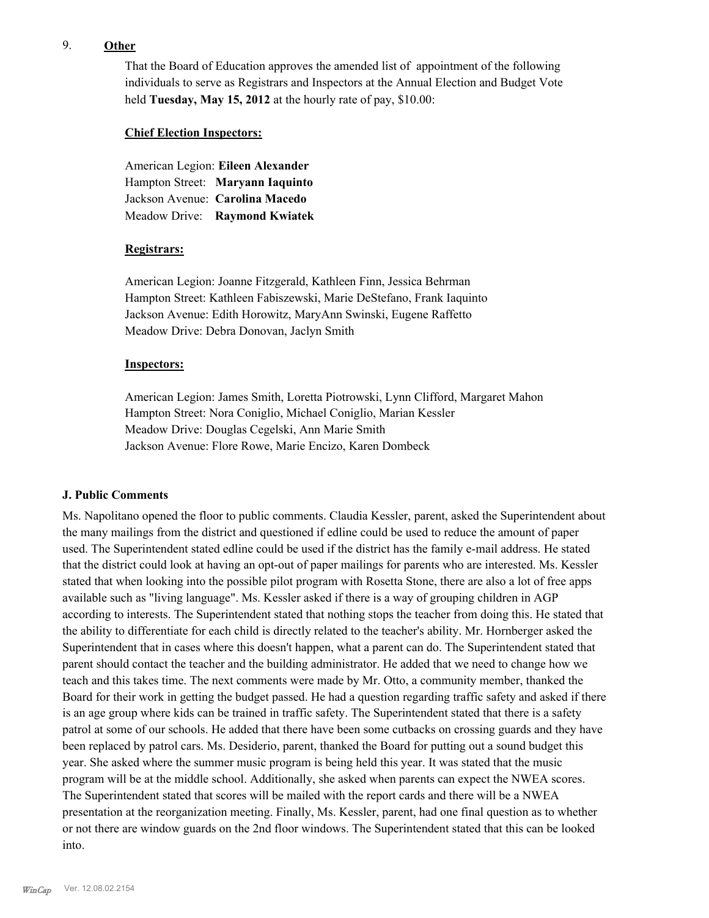9. **Other**

That the Board of Education approves the amended list of appointment of the following individuals to serve as Registrars and Inspectors at the Annual Election and Budget Vote held **Tuesday, May 15, 2012** at the hourly rate of pay, $10.00:

**Chief Election Inspectors:**

American Legion: **Eileen Alexander**
Hampton Street: **Maryann Iaquinto**
Jackson Avenue: **Carolina Macedo**
Meadow Drive: **Raymond Kwiatek**

**Registrars:**

American Legion: Joanne Fitzgerald, Kathleen Finn, Jessica Behrman
Hampton Street: Kathleen Fabiszewski, Marie DeStefano, Frank Iaquinto
Jackson Avenue: Edith Horowitz, MaryAnn Swinski, Eugene Raffetto
Meadow Drive: Debra Donovan, Jaclyn Smith

**Inspectors:**

American Legion: James Smith, Loretta Piotrowski, Lynn Clifford, Margaret Mahon
Hampton Street: Nora Coniglio, Michael Coniglio, Marian Kessler
Meadow Drive: Douglas Cegelski, Ann Marie Smith
Jackson Avenue: Flore Rowe, Marie Encizo, Karen Dombeck

### J. Public Comments

Ms. Napolitano opened the floor to public comments. Claudia Kessler, parent, asked the Superintendent about the many mailings from the district and questioned if edline could be used to reduce the amount of paper used. The Superintendent stated edline could be used if the district has the family e-mail address. He stated that the district could look at having an opt-out of paper mailings for parents who are interested. Ms. Kessler stated that when looking into the possible pilot program with Rosetta Stone, there are also a lot of free apps available such as "living language". Ms. Kessler asked if there is a way of grouping children in AGP according to interests. The Superintendent stated that nothing stops the teacher from doing this. He stated that the ability to differentiate for each child is directly related to the teacher's ability. Mr. Hornberger asked the Superintendent that in cases where this doesn't happen, what a parent can do. The Superintendent stated that parent should contact the teacher and the building administrator. He added that we need to change how we teach and this takes time. The next comments were made by Mr. Otto, a community member, thanked the Board for their work in getting the budget passed. He had a question regarding traffic safety and asked if there is an age group where kids can be trained in traffic safety. The Superintendent stated that there is a safety patrol at some of our schools. He added that there have been some cutbacks on crossing guards and they have been replaced by patrol cars. Ms. Desiderio, parent, thanked the Board for putting out a sound budget this year. She asked where the summer music program is being held this year. It was stated that the music program will be at the middle school. Additionally, she asked when parents can expect the NWEA scores. The Superintendent stated that scores will be mailed with the report cards and there will be a NWEA presentation at the reorganization meeting. Finally, Ms. Kessler, parent, had one final question as to whether or not there are window guards on the 2nd floor windows. The Superintendent stated that this can be looked into.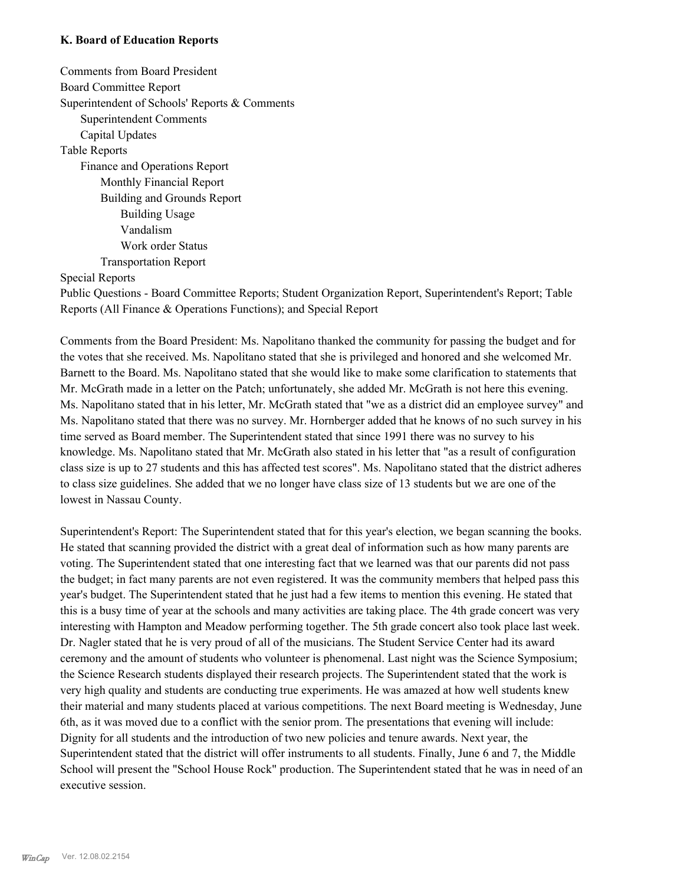### K. Board of Education Reports

Comments from Board President
Board Committee Report
Superintendent of Schools' Reports & Comments
- Superintendent Comments
- Capital Updates

Table Reports
- Finance and Operations Report
  - Monthly Financial Report
  - Building and Grounds Report
    - Building Usage
    - Vandalism
    - Work order Status
  - Transportation Report

Special Reports
Public Questions - Board Committee Reports; Student Organization Report, Superintendent's Report; Table Reports (All Finance & Operations Functions); and Special Report

Comments from the Board President: Ms. Napolitano thanked the community for passing the budget and for the votes that she received. Ms. Napolitano stated that she is privileged and honored and she welcomed Mr. Barnett to the Board. Ms. Napolitano stated that she would like to make some clarification to statements that Mr. McGrath made in a letter on the Patch; unfortunately, she added Mr. McGrath is not here this evening. Ms. Napolitano stated that in his letter, Mr. McGrath stated that "we as a district did an employee survey" and Ms. Napolitano stated that there was no survey. Mr. Hornberger added that he knows of no such survey in his time served as Board member. The Superintendent stated that since 1991 there was no survey to his knowledge. Ms. Napolitano stated that Mr. McGrath also stated in his letter that "as a result of configuration class size is up to 27 students and this has affected test scores". Ms. Napolitano stated that the district adheres to class size guidelines. She added that we no longer have class size of 13 students but we are one of the lowest in Nassau County.

Superintendent's Report: The Superintendent stated that for this year's election, we began scanning the books. He stated that scanning provided the district with a great deal of information such as how many parents are voting. The Superintendent stated that one interesting fact that we learned was that our parents did not pass the budget; in fact many parents are not even registered. It was the community members that helped pass this year's budget. The Superintendent stated that he just had a few items to mention this evening. He stated that this is a busy time of year at the schools and many activities are taking place. The 4th grade concert was very interesting with Hampton and Meadow performing together. The 5th grade concert also took place last week. Dr. Nagler stated that he is very proud of all of the musicians. The Student Service Center had its award ceremony and the amount of students who volunteer is phenomenal. Last night was the Science Symposium; the Science Research students displayed their research projects. The Superintendent stated that the work is very high quality and students are conducting true experiments. He was amazed at how well students knew their material and many students placed at various competitions. The next Board meeting is Wednesday, June 6th, as it was moved due to a conflict with the senior prom. The presentations that evening will include: Dignity for all students and the introduction of two new policies and tenure awards. Next year, the Superintendent stated that the district will offer instruments to all students. Finally, June 6 and 7, the Middle School will present the "School House Rock" production. The Superintendent stated that he was in need of an executive session.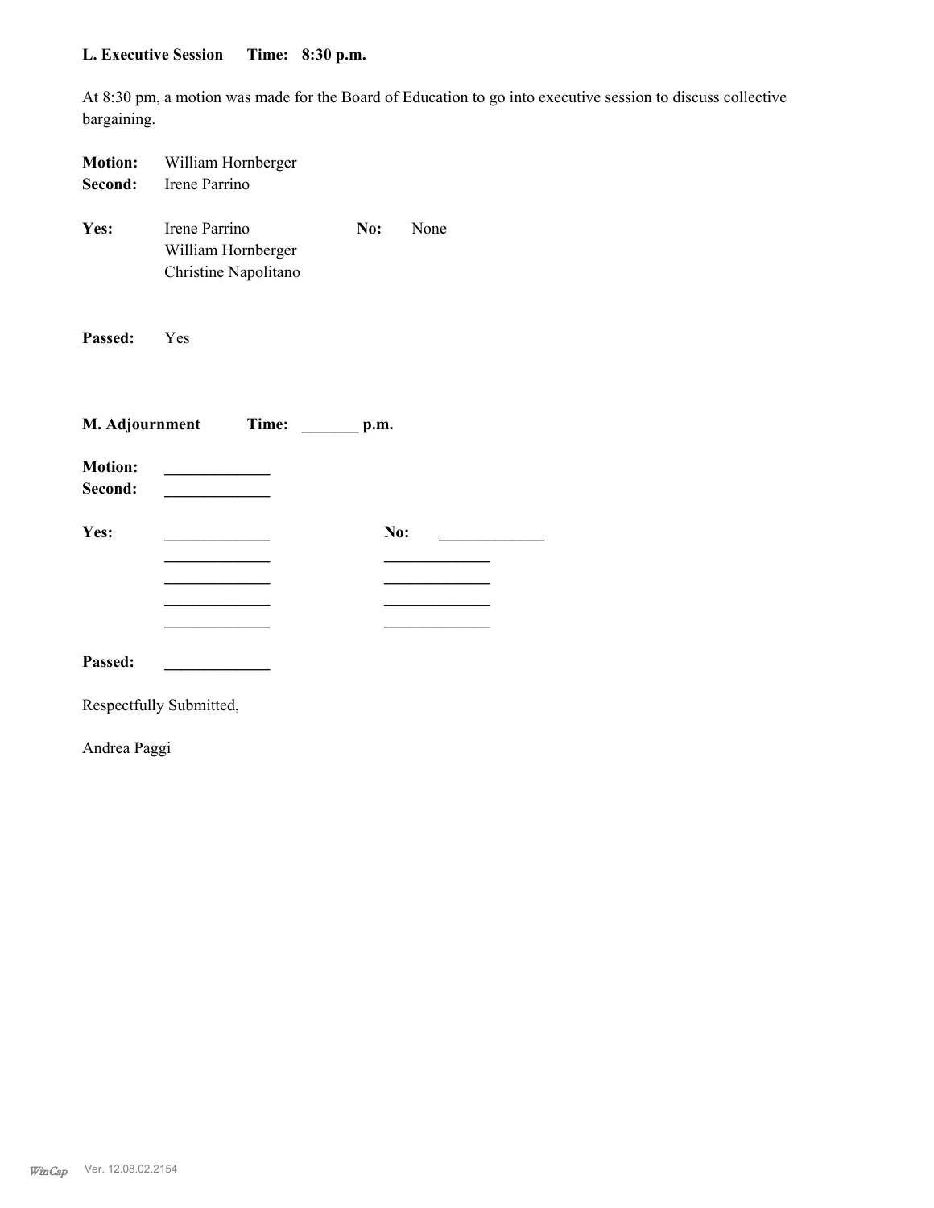**L. Executive Session Time: 8:30 p.m.**

At 8:30 pm, a motion was made for the Board of Education to go into executive session to discuss collective bargaining.

**Motion:** William Hornberger
**Second:** Irene Parrino

| | | | |
|---|---|---|---|
| **Yes:** | Irene Parrino | **No:** | None |
| | William Hornberger | | |
| | Christine Napolitano | | |

**Passed:** Yes

**M. Adjournment Time: _______ p.m.**

**Motion:** _____________
**Second:** _____________

| | | | |
|---|---|---|---|
| **Yes:** | _____________ | **No:** | _____________ |
| | _____________ | | _____________ |
| | _____________ | | _____________ |
| | _____________ | | _____________ |
| | _____________ | | _____________ |

**Passed:** _____________

Respectfully Submitted,

Andrea Paggi